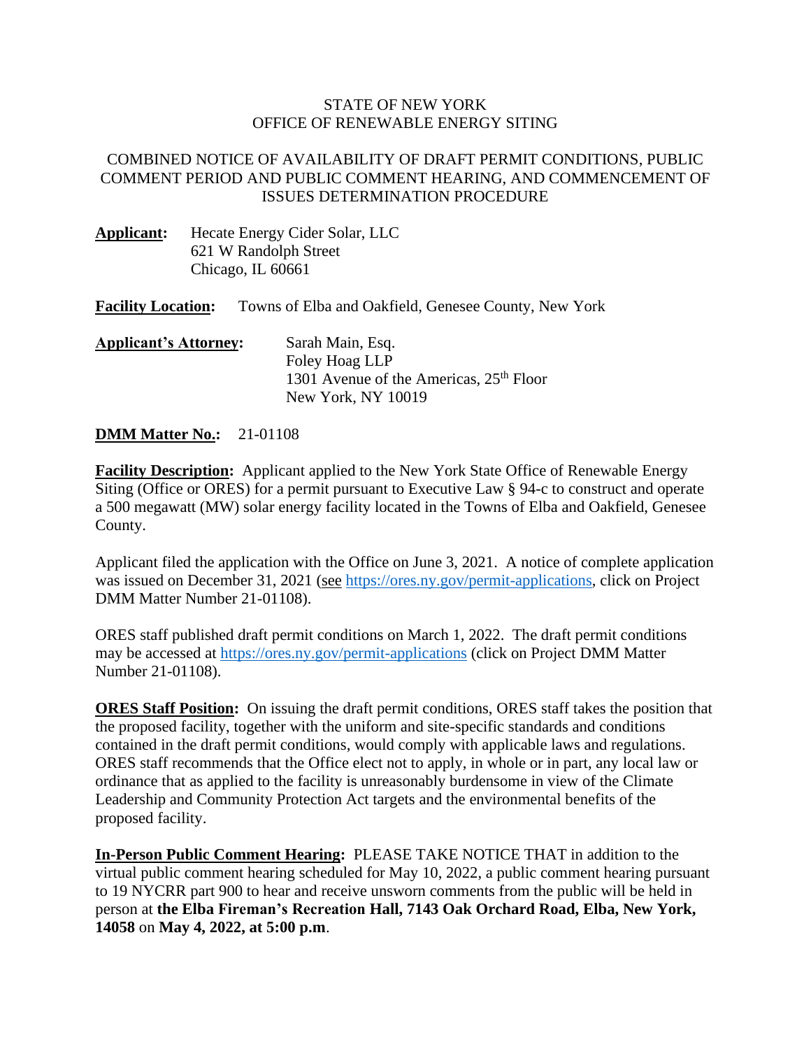STATE OF NEW YORK
OFFICE OF RENEWABLE ENERGY SITING

COMBINED NOTICE OF AVAILABILITY OF DRAFT PERMIT CONDITIONS, PUBLIC COMMENT PERIOD AND PUBLIC COMMENT HEARING, AND COMMENCEMENT OF ISSUES DETERMINATION PROCEDURE

**Applicant:** Hecate Energy Cider Solar, LLC
621 W Randolph Street
Chicago, IL 60661

**Facility Location:** Towns of Elba and Oakfield, Genesee County, New York

**Applicant's Attorney:** Sarah Main, Esq.
Foley Hoag LLP
1301 Avenue of the Americas, 25th Floor
New York, NY 10019

**DMM Matter No.:** 21-01108

**Facility Description:** Applicant applied to the New York State Office of Renewable Energy Siting (Office or ORES) for a permit pursuant to Executive Law § 94-c to construct and operate a 500 megawatt (MW) solar energy facility located in the Towns of Elba and Oakfield, Genesee County.

Applicant filed the application with the Office on June 3, 2021. A notice of complete application was issued on December 31, 2021 (see https://ores.ny.gov/permit-applications, click on Project DMM Matter Number 21-01108).

ORES staff published draft permit conditions on March 1, 2022. The draft permit conditions may be accessed at https://ores.ny.gov/permit-applications (click on Project DMM Matter Number 21-01108).

**ORES Staff Position:** On issuing the draft permit conditions, ORES staff takes the position that the proposed facility, together with the uniform and site-specific standards and conditions contained in the draft permit conditions, would comply with applicable laws and regulations. ORES staff recommends that the Office elect not to apply, in whole or in part, any local law or ordinance that as applied to the facility is unreasonably burdensome in view of the Climate Leadership and Community Protection Act targets and the environmental benefits of the proposed facility.

**In-Person Public Comment Hearing:** PLEASE TAKE NOTICE THAT in addition to the virtual public comment hearing scheduled for May 10, 2022, a public comment hearing pursuant to 19 NYCRR part 900 to hear and receive unsworn comments from the public will be held in person at **the Elba Fireman's Recreation Hall, 7143 Oak Orchard Road, Elba, New York, 14058** on **May 4, 2022, at 5:00 p.m**.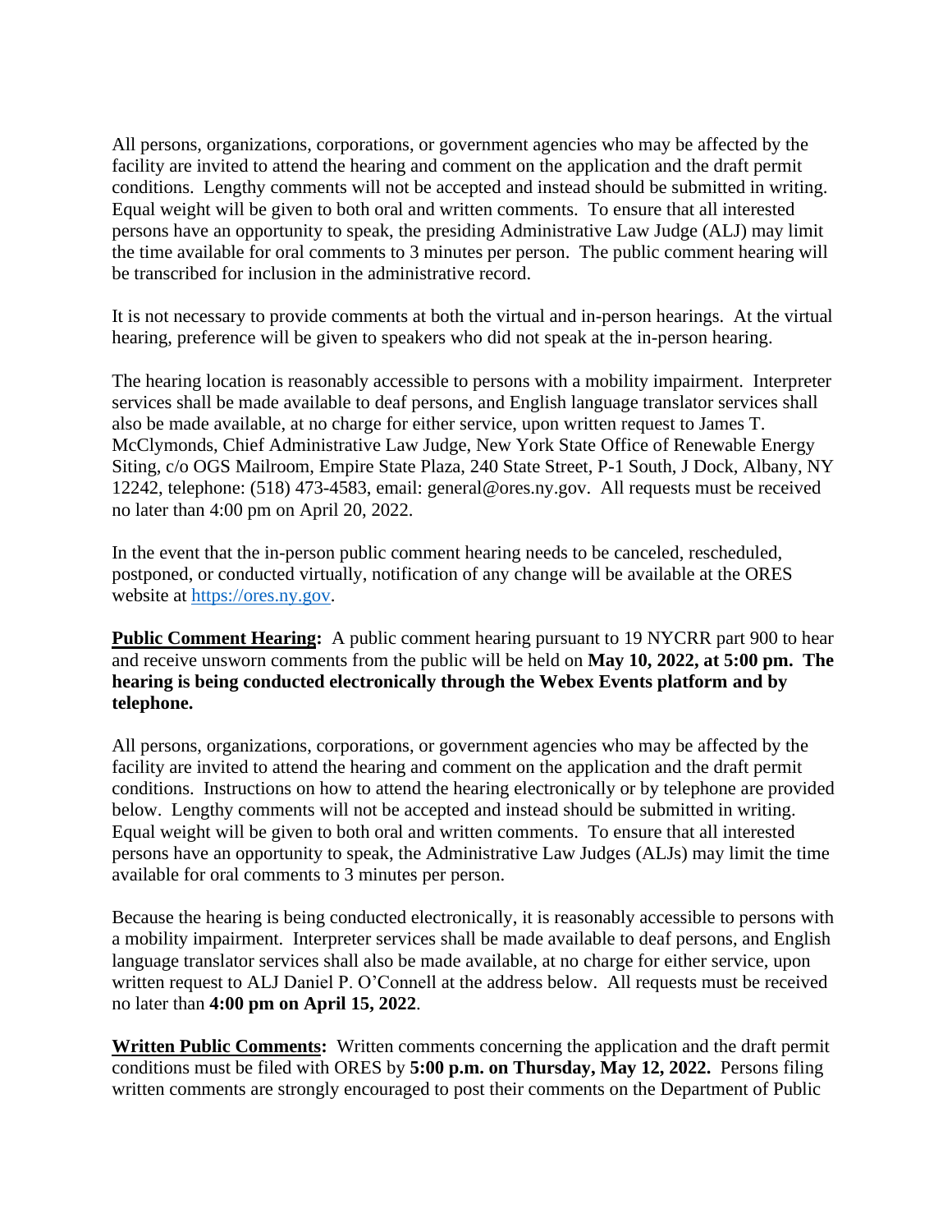All persons, organizations, corporations, or government agencies who may be affected by the facility are invited to attend the hearing and comment on the application and the draft permit conditions. Lengthy comments will not be accepted and instead should be submitted in writing. Equal weight will be given to both oral and written comments. To ensure that all interested persons have an opportunity to speak, the presiding Administrative Law Judge (ALJ) may limit the time available for oral comments to 3 minutes per person. The public comment hearing will be transcribed for inclusion in the administrative record.

It is not necessary to provide comments at both the virtual and in-person hearings. At the virtual hearing, preference will be given to speakers who did not speak at the in-person hearing.

The hearing location is reasonably accessible to persons with a mobility impairment. Interpreter services shall be made available to deaf persons, and English language translator services shall also be made available, at no charge for either service, upon written request to James T. McClymonds, Chief Administrative Law Judge, New York State Office of Renewable Energy Siting, c/o OGS Mailroom, Empire State Plaza, 240 State Street, P-1 South, J Dock, Albany, NY 12242, telephone: (518) 473-4583, email: general@ores.ny.gov. All requests must be received no later than 4:00 pm on April 20, 2022.

In the event that the in-person public comment hearing needs to be canceled, rescheduled, postponed, or conducted virtually, notification of any change will be available at the ORES website at [https://ores.ny.gov](https://ores.ny.gov).

**Public Comment Hearing:** A public comment hearing pursuant to 19 NYCRR part 900 to hear and receive unsworn comments from the public will be held on **May 10, 2022, at 5:00 pm. The hearing is being conducted electronically through the Webex Events platform and by telephone.**

All persons, organizations, corporations, or government agencies who may be affected by the facility are invited to attend the hearing and comment on the application and the draft permit conditions. Instructions on how to attend the hearing electronically or by telephone are provided below. Lengthy comments will not be accepted and instead should be submitted in writing. Equal weight will be given to both oral and written comments. To ensure that all interested persons have an opportunity to speak, the Administrative Law Judges (ALJs) may limit the time available for oral comments to 3 minutes per person.

Because the hearing is being conducted electronically, it is reasonably accessible to persons with a mobility impairment. Interpreter services shall be made available to deaf persons, and English language translator services shall also be made available, at no charge for either service, upon written request to ALJ Daniel P. O'Connell at the address below. All requests must be received no later than **4:00 pm on April 15, 2022**.

**Written Public Comments:** Written comments concerning the application and the draft permit conditions must be filed with ORES by **5:00 p.m. on Thursday, May 12, 2022.** Persons filing written comments are strongly encouraged to post their comments on the Department of Public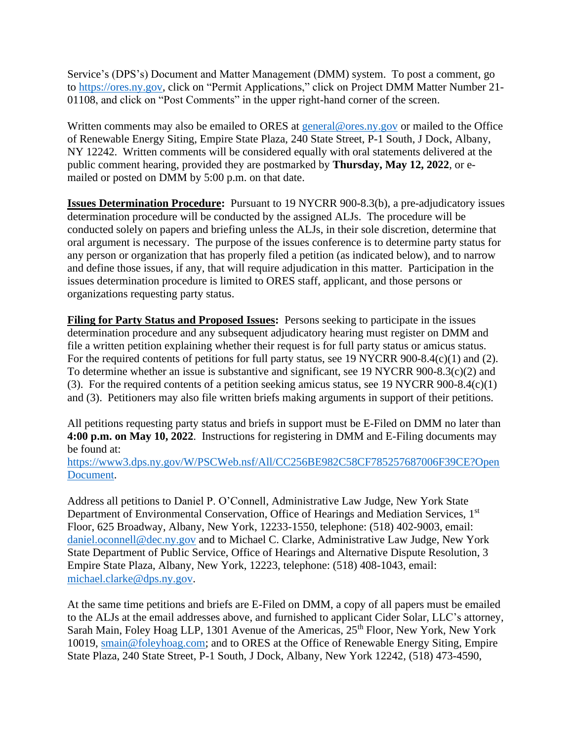Service's (DPS's) Document and Matter Management (DMM) system. To post a comment, go to https://ores.ny.gov, click on "Permit Applications," click on Project DMM Matter Number 21-01108, and click on "Post Comments" in the upper right-hand corner of the screen.

Written comments may also be emailed to ORES at general@ores.ny.gov or mailed to the Office of Renewable Energy Siting, Empire State Plaza, 240 State Street, P-1 South, J Dock, Albany, NY 12242. Written comments will be considered equally with oral statements delivered at the public comment hearing, provided they are postmarked by **Thursday, May 12, 2022**, or e-mailed or posted on DMM by 5:00 p.m. on that date.

**Issues Determination Procedure:** Pursuant to 19 NYCRR 900-8.3(b), a pre-adjudicatory issues determination procedure will be conducted by the assigned ALJs. The procedure will be conducted solely on papers and briefing unless the ALJs, in their sole discretion, determine that oral argument is necessary. The purpose of the issues conference is to determine party status for any person or organization that has properly filed a petition (as indicated below), and to narrow and define those issues, if any, that will require adjudication in this matter. Participation in the issues determination procedure is limited to ORES staff, applicant, and those persons or organizations requesting party status.

**Filing for Party Status and Proposed Issues:** Persons seeking to participate in the issues determination procedure and any subsequent adjudicatory hearing must register on DMM and file a written petition explaining whether their request is for full party status or amicus status. For the required contents of petitions for full party status, see 19 NYCRR 900-8.4(c)(1) and (2). To determine whether an issue is substantive and significant, see 19 NYCRR 900-8.3(c)(2) and (3). For the required contents of a petition seeking amicus status, see 19 NYCRR 900-8.4(c)(1) and (3). Petitioners may also file written briefs making arguments in support of their petitions.

All petitions requesting party status and briefs in support must be E-Filed on DMM no later than **4:00 p.m. on May 10, 2022**. Instructions for registering in DMM and E-Filing documents may be found at:
https://www3.dps.ny.gov/W/PSCWeb.nsf/All/CC256BE982C58CF785257687006F39CE?OpenDocument.

Address all petitions to Daniel P. O'Connell, Administrative Law Judge, New York State Department of Environmental Conservation, Office of Hearings and Mediation Services, 1st Floor, 625 Broadway, Albany, New York, 12233-1550, telephone: (518) 402-9003, email: daniel.oconnell@dec.ny.gov and to Michael C. Clarke, Administrative Law Judge, New York State Department of Public Service, Office of Hearings and Alternative Dispute Resolution, 3 Empire State Plaza, Albany, New York, 12223, telephone: (518) 408-1043, email: michael.clarke@dps.ny.gov.

At the same time petitions and briefs are E-Filed on DMM, a copy of all papers must be emailed to the ALJs at the email addresses above, and furnished to applicant Cider Solar, LLC's attorney, Sarah Main, Foley Hoag LLP, 1301 Avenue of the Americas, 25th Floor, New York, New York 10019, smain@foleyhoag.com; and to ORES at the Office of Renewable Energy Siting, Empire State Plaza, 240 State Street, P-1 South, J Dock, Albany, New York 12242, (518) 473-4590,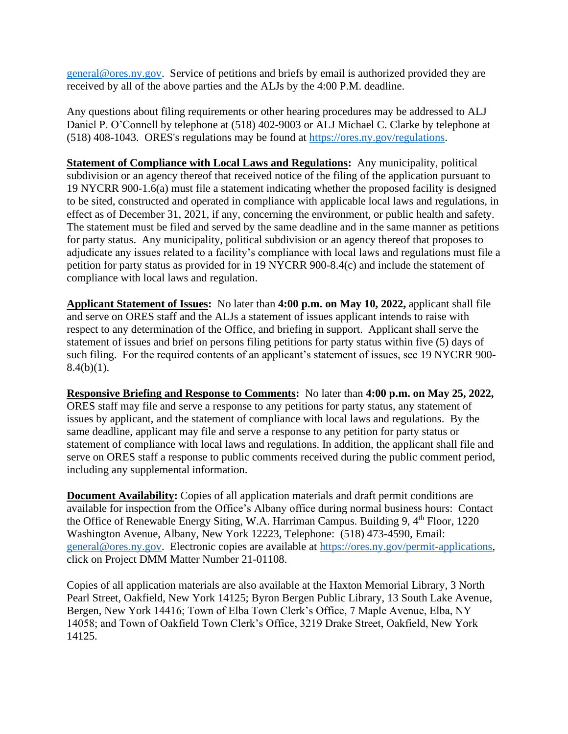general@ores.ny.gov. Service of petitions and briefs by email is authorized provided they are received by all of the above parties and the ALJs by the 4:00 P.M. deadline.

Any questions about filing requirements or other hearing procedures may be addressed to ALJ Daniel P. O'Connell by telephone at (518) 402-9003 or ALJ Michael C. Clarke by telephone at (518) 408-1043. ORES's regulations may be found at https://ores.ny.gov/regulations.

**Statement of Compliance with Local Laws and Regulations:** Any municipality, political subdivision or an agency thereof that received notice of the filing of the application pursuant to 19 NYCRR 900-1.6(a) must file a statement indicating whether the proposed facility is designed to be sited, constructed and operated in compliance with applicable local laws and regulations, in effect as of December 31, 2021, if any, concerning the environment, or public health and safety. The statement must be filed and served by the same deadline and in the same manner as petitions for party status. Any municipality, political subdivision or an agency thereof that proposes to adjudicate any issues related to a facility's compliance with local laws and regulations must file a petition for party status as provided for in 19 NYCRR 900-8.4(c) and include the statement of compliance with local laws and regulation.

**Applicant Statement of Issues:** No later than **4:00 p.m. on May 10, 2022,** applicant shall file and serve on ORES staff and the ALJs a statement of issues applicant intends to raise with respect to any determination of the Office, and briefing in support. Applicant shall serve the statement of issues and brief on persons filing petitions for party status within five (5) days of such filing. For the required contents of an applicant's statement of issues, see 19 NYCRR 900-8.4(b)(1).

**Responsive Briefing and Response to Comments:** No later than **4:00 p.m. on May 25, 2022,** ORES staff may file and serve a response to any petitions for party status, any statement of issues by applicant, and the statement of compliance with local laws and regulations. By the same deadline, applicant may file and serve a response to any petition for party status or statement of compliance with local laws and regulations. In addition, the applicant shall file and serve on ORES staff a response to public comments received during the public comment period, including any supplemental information.

**Document Availability:** Copies of all application materials and draft permit conditions are available for inspection from the Office's Albany office during normal business hours: Contact the Office of Renewable Energy Siting, W.A. Harriman Campus. Building 9, 4th Floor, 1220 Washington Avenue, Albany, New York 12223, Telephone: (518) 473-4590, Email: general@ores.ny.gov. Electronic copies are available at https://ores.ny.gov/permit-applications, click on Project DMM Matter Number 21-01108.

Copies of all application materials are also available at the Haxton Memorial Library, 3 North Pearl Street, Oakfield, New York 14125; Byron Bergen Public Library, 13 South Lake Avenue, Bergen, New York 14416; Town of Elba Town Clerk's Office, 7 Maple Avenue, Elba, NY 14058; and Town of Oakfield Town Clerk's Office, 3219 Drake Street, Oakfield, New York 14125.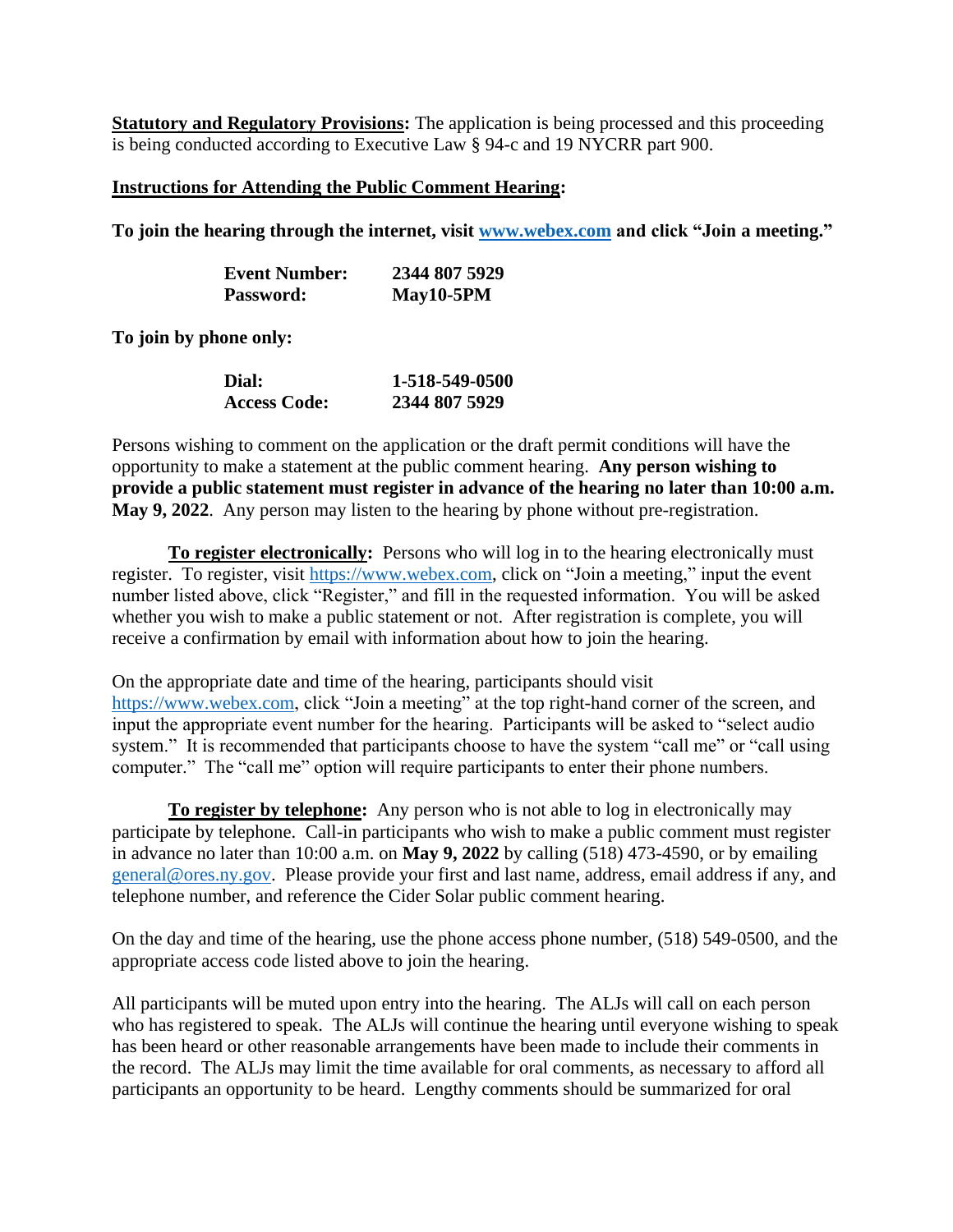**Statutory and Regulatory Provisions:** The application is being processed and this proceeding is being conducted according to Executive Law § 94-c and 19 NYCRR part 900.

**Instructions for Attending the Public Comment Hearing:**

**To join the hearing through the internet, visit [www.webex.com](www.webex.com) and click "Join a meeting."**

| | |
|---|---|
| **Event Number:** | **2344 807 5929** |
| **Password:** | **May10-5PM** |

**To join by phone only:**

| | |
|---|---|
| **Dial:** | **1-518-549-0500** |
| **Access Code:** | **2344 807 5929** |

Persons wishing to comment on the application or the draft permit conditions will have the opportunity to make a statement at the public comment hearing. **Any person wishing to provide a public statement must register in advance of the hearing no later than 10:00 a.m. May 9, 2022**. Any person may listen to the hearing by phone without pre-registration.

**To register electronically:** Persons who will log in to the hearing electronically must register. To register, visit [https://www.webex.com](https://www.webex.com), click on "Join a meeting," input the event number listed above, click "Register," and fill in the requested information. You will be asked whether you wish to make a public statement or not. After registration is complete, you will receive a confirmation by email with information about how to join the hearing.

On the appropriate date and time of the hearing, participants should visit [https://www.webex.com](https://www.webex.com), click "Join a meeting" at the top right-hand corner of the screen, and input the appropriate event number for the hearing. Participants will be asked to "select audio system." It is recommended that participants choose to have the system "call me" or "call using computer." The "call me" option will require participants to enter their phone numbers.

**To register by telephone:** Any person who is not able to log in electronically may participate by telephone. Call-in participants who wish to make a public comment must register in advance no later than 10:00 a.m. on **May 9, 2022** by calling (518) 473-4590, or by emailing [general@ores.ny.gov](mailto:general@ores.ny.gov). Please provide your first and last name, address, email address if any, and telephone number, and reference the Cider Solar public comment hearing.

On the day and time of the hearing, use the phone access phone number, (518) 549-0500, and the appropriate access code listed above to join the hearing.

All participants will be muted upon entry into the hearing. The ALJs will call on each person who has registered to speak. The ALJs will continue the hearing until everyone wishing to speak has been heard or other reasonable arrangements have been made to include their comments in the record. The ALJs may limit the time available for oral comments, as necessary to afford all participants an opportunity to be heard. Lengthy comments should be summarized for oral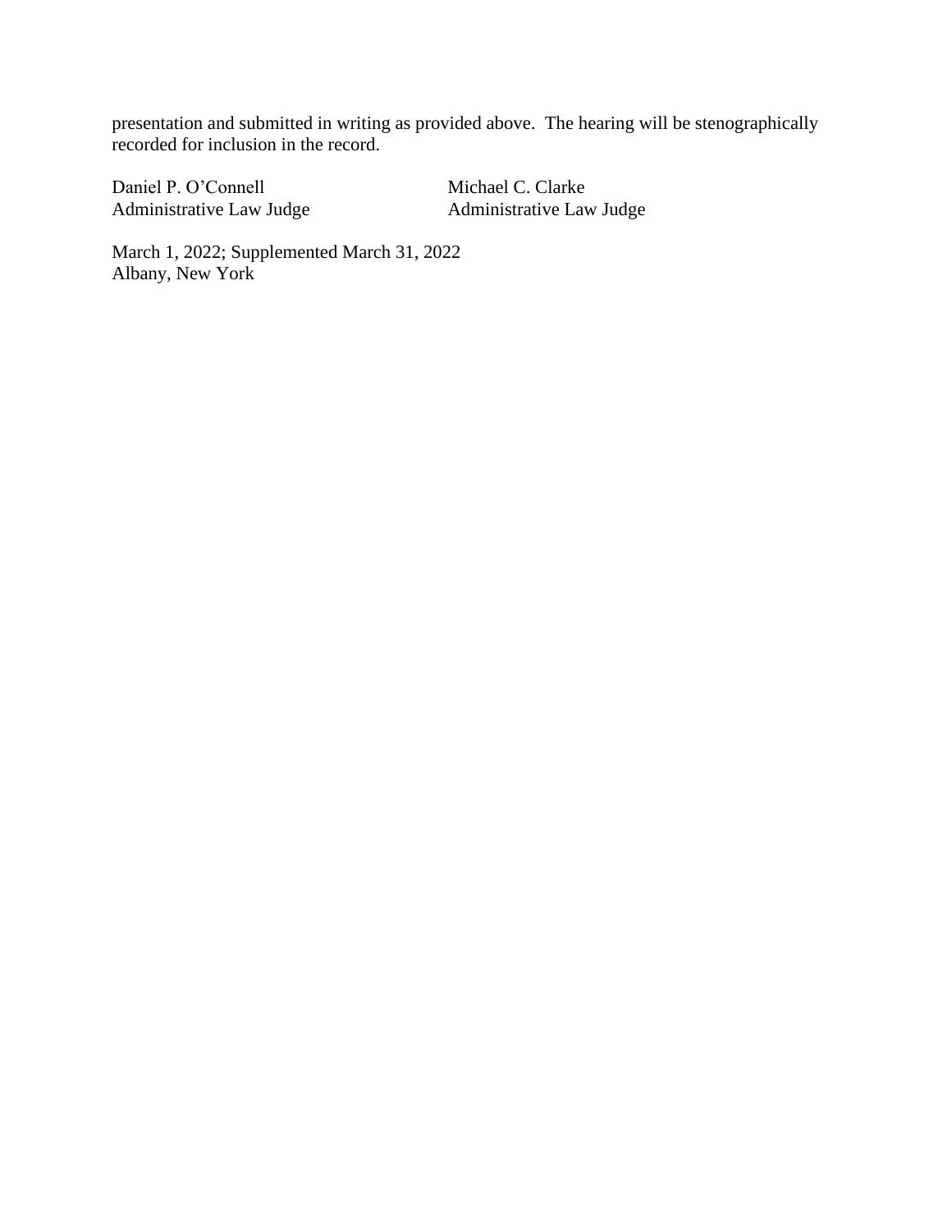presentation and submitted in writing as provided above. The hearing will be stenographically recorded for inclusion in the record.

| | |
|---|---|
| Daniel P. O'Connell | Michael C. Clarke |
| Administrative Law Judge | Administrative Law Judge |

March 1, 2022; Supplemented March 31, 2022
Albany, New York